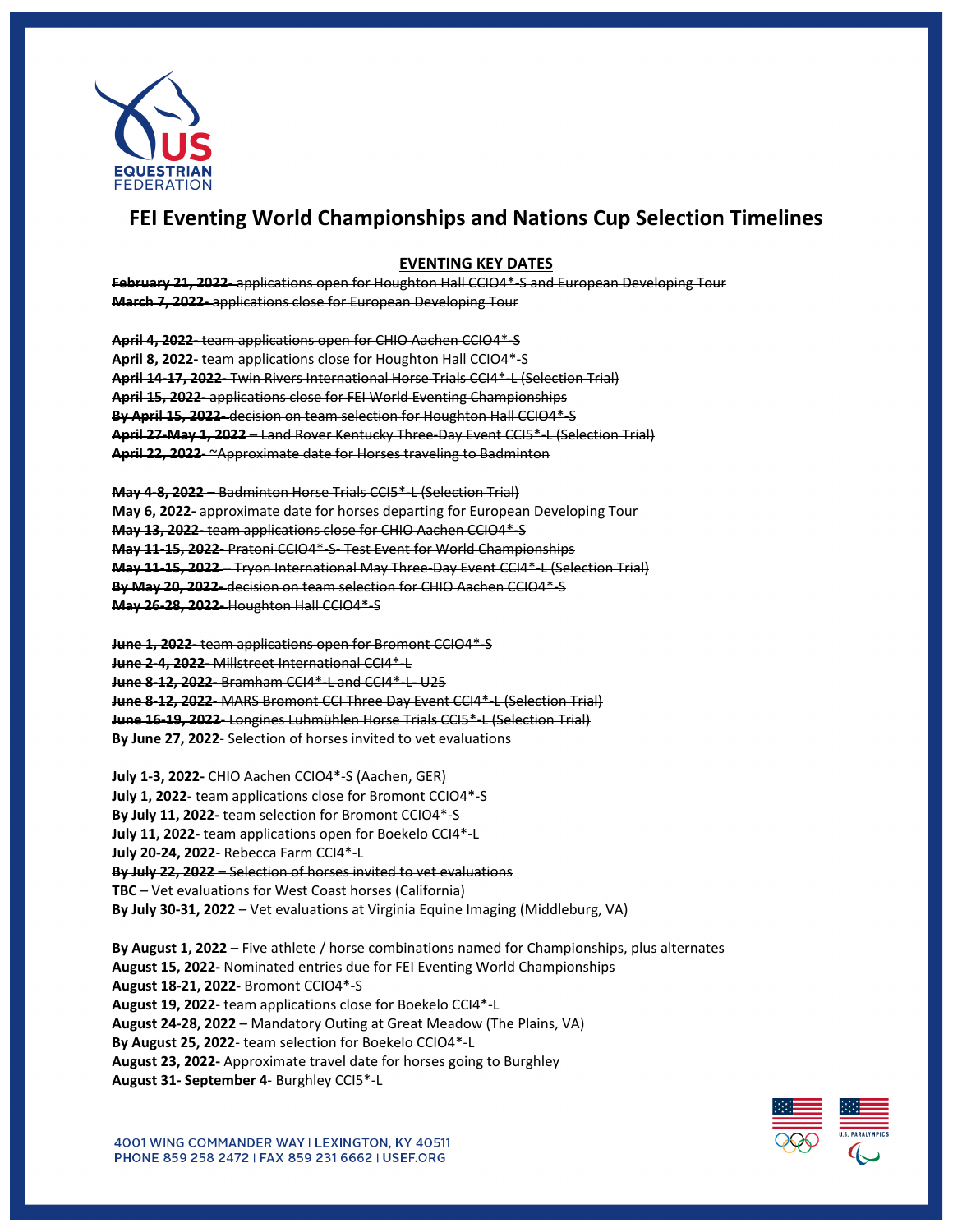# FEI Eventing World Championships and Nations Cup Selection Timelines

## EVENTING KEY DATES

~~**February 21, 2022-** applications open for Houghton Hall CCIO4*-S and European Developing Tour~~
~~**March 7, 2022-** applications close for European Developing Tour~~

~~**April 4, 2022-** team applications open for CHIO Aachen CCIO4*-S~~
~~**April 8, 2022-** team applications close for Houghton Hall CCIO4*-S~~
~~**April 14-17, 2022-** Twin Rivers International Horse Trials CCI4*-L (Selection Trial)~~
~~**April 15, 2022-** applications close for FEI World Eventing Championships~~
~~**By April 15, 2022-** decision on team selection for Houghton Hall CCIO4*-S~~
~~**April 27-May 1, 2022** – Land Rover Kentucky Three-Day Event CCI5*-L (Selection Trial)~~
~~**April 22, 2022**- ~Approximate date for Horses traveling to Badminton~~

~~**May 4-8, 2022** – Badminton Horse Trials CCI5*-L (Selection Trial)~~
~~**May 6, 2022-** approximate date for horses departing for European Developing Tour~~
~~**May 13, 2022-** team applications close for CHIO Aachen CCIO4*-S~~
~~**May 11-15, 2022-** Pratoni CCIO4*-S- Test Event for World Championships~~
~~**May 11-15, 2022** – Tryon International May Three-Day Event CCI4*-L (Selection Trial)~~
~~**By May 20, 2022-** decision on team selection for CHIO Aachen CCIO4*-S~~
~~**May 26-28, 2022-** Houghton Hall CCIO4*-S~~

~~**June 1, 2022**- team applications open for Bromont CCIO4*-S~~
~~**June 2-4, 2022**- Millstreet International CCI4*-L~~
~~**June 8-12, 2022-** Bramham CCI4*-L and CCI4*-L- U25~~
~~**June 8-12, 2022**- MARS Bromont CCI Three Day Event CCI4*-L (Selection Trial)~~
~~**June 16-19, 2022**- Longines Luhmühlen Horse Trials CCI5*-L (Selection Trial)~~
**By June 27, 2022**- Selection of horses invited to vet evaluations

**July 1-3, 2022-** CHIO Aachen CCIO4*-S (Aachen, GER)
**July 1, 2022**- team applications close for Bromont CCIO4*-S
**By July 11, 2022-** team selection for Bromont CCIO4*-S
**July 11, 2022-** team applications open for Boekelo CCI4*-L
**July 20-24, 2022**- Rebecca Farm CCI4*-L
~~**By July 22, 2022** – Selection of horses invited to vet evaluations~~
**TBC** – Vet evaluations for West Coast horses (California)
**By July 30-31, 2022** – Vet evaluations at Virginia Equine Imaging (Middleburg, VA)

**By August 1, 2022** – Five athlete / horse combinations named for Championships, plus alternates
**August 15, 2022-** Nominated entries due for FEI Eventing World Championships
**August 18-21, 2022-** Bromont CCIO4*-S
**August 19, 2022**- team applications close for Boekelo CCI4*-L
**August 24-28, 2022** – Mandatory Outing at Great Meadow (The Plains, VA)
**By August 25, 2022**- team selection for Boekelo CCIO4*-L
**August 23, 2022-** Approximate travel date for horses going to Burghley
**August 31- September 4**- Burghley CCI5*-L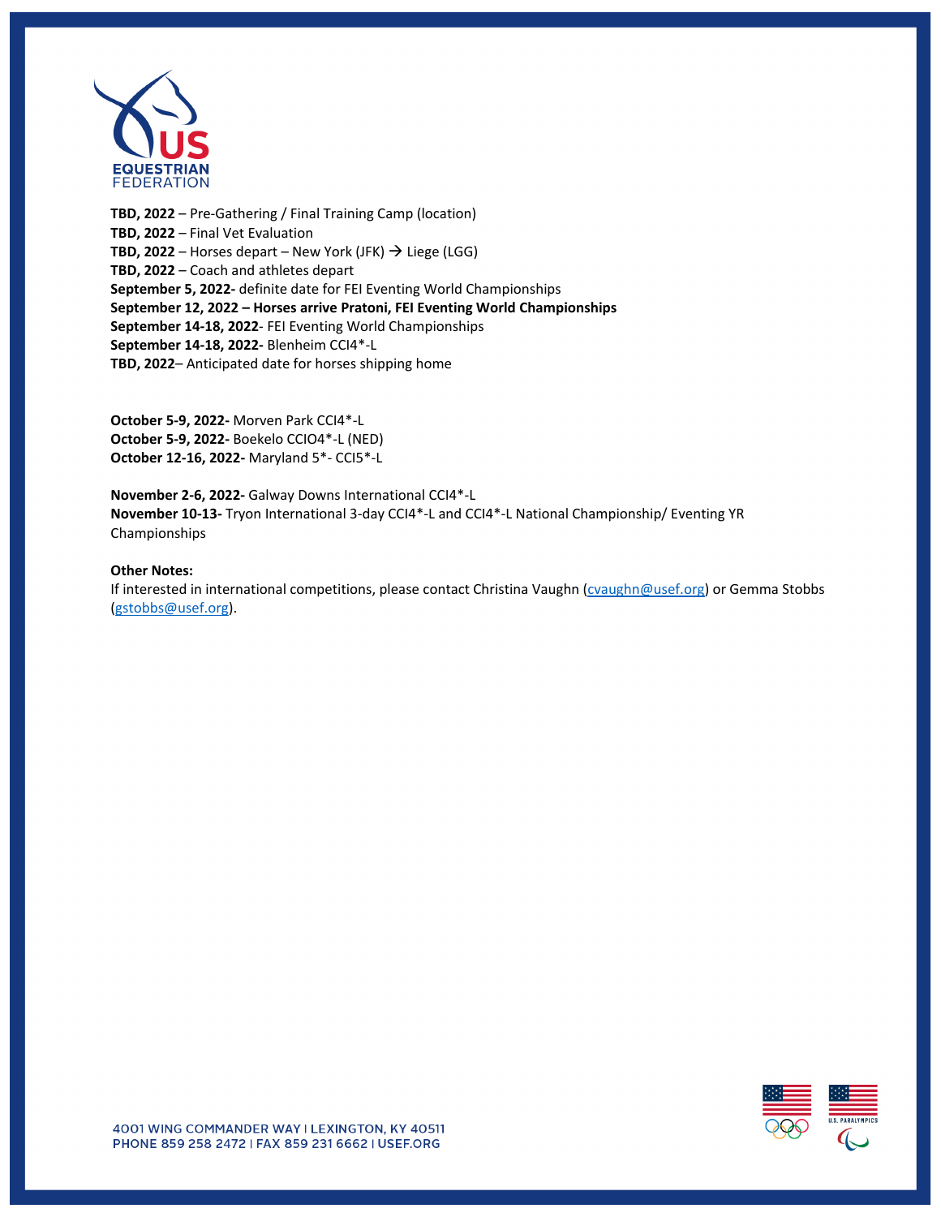**TBD, 2022** – Pre-Gathering / Final Training Camp (location)
**TBD, 2022** – Final Vet Evaluation
**TBD, 2022** – Horses depart – New York (JFK) → Liege (LGG)
**TBD, 2022** – Coach and athletes depart
**September 5, 2022-** definite date for FEI Eventing World Championships
**September 12, 2022 – Horses arrive Pratoni, FEI Eventing World Championships**
**September 14-18, 2022**- FEI Eventing World Championships
**September 14-18, 2022-** Blenheim CCI4*-L
**TBD, 2022**– Anticipated date for horses shipping home

**October 5-9, 2022-** Morven Park CCI4*-L
**October 5-9, 2022-** Boekelo CCIO4*-L (NED)
**October 12-16, 2022-** Maryland 5*- CCI5*-L

**November 2-6, 2022-** Galway Downs International CCI4*-L
**November 10-13-** Tryon International 3-day CCI4*-L and CCI4*-L National Championship/ Eventing YR Championships

**Other Notes:**
If interested in international competitions, please contact Christina Vaughn (cvaughn@usef.org) or Gemma Stobbs (gstobbs@usef.org).